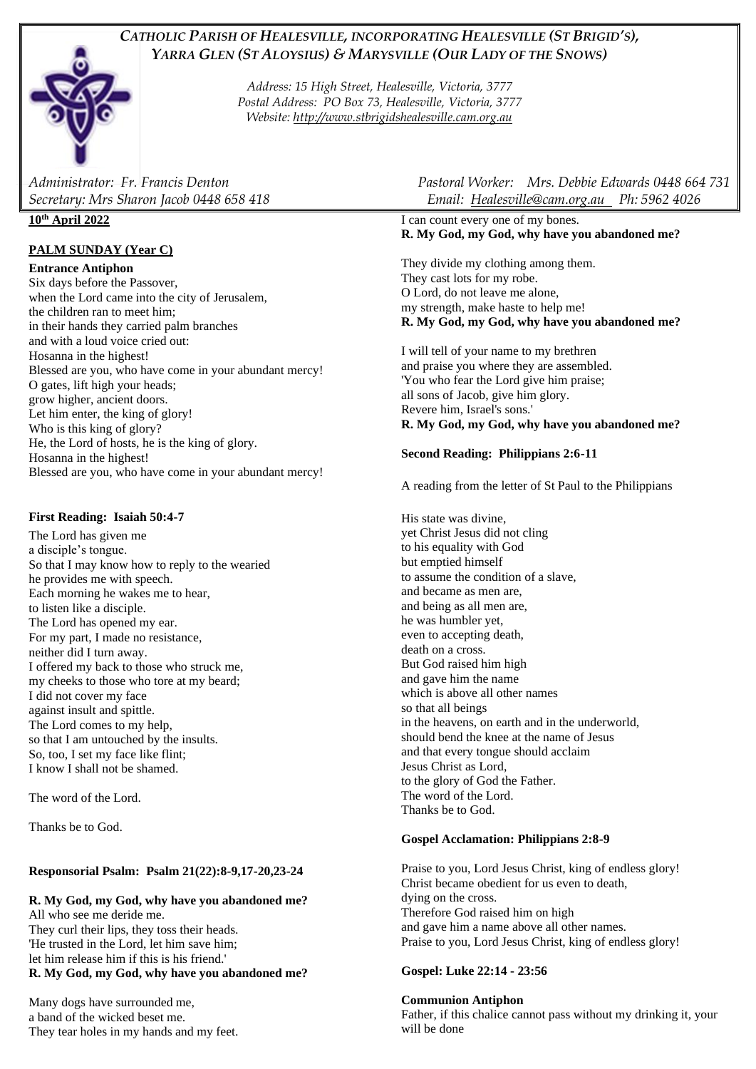# *CATHOLIC PARISH OF HEALESVILLE, INCORPORATING HEALESVILLE (ST BRIGID'S), YARRA GLEN (ST ALOYSIUS) & MARYSVILLE (OUR LADY OF THE SNOWS)*

*Address: 15 High Street, Healesville, Victoria, 3777*
*Postal Address: PO Box 73, Healesville, Victoria, 3777*
*Website: http://www.stbrigidshealesville.cam.org.au*

*Administrator: Fr. Francis Denton*
*Secretary: Mrs Sharon Jacob 0448 658 418*

*Pastoral Worker: Mrs. Debbie Edwards 0448 664 731*
*Email: Healesville@cam.org.au Ph: 5962 4026*

**10th April 2022**

**PALM SUNDAY (Year C)**

**Entrance Antiphon**

Six days before the Passover,
when the Lord came into the city of Jerusalem,
the children ran to meet him;
in their hands they carried palm branches
and with a loud voice cried out:
Hosanna in the highest!
Blessed are you, who have come in your abundant mercy!
O gates, lift high your heads;
grow higher, ancient doors.
Let him enter, the king of glory!
Who is this king of glory?
He, the Lord of hosts, he is the king of glory.
Hosanna in the highest!
Blessed are you, who have come in your abundant mercy!

**First Reading: Isaiah 50:4-7**

The Lord has given me
a disciple's tongue.
So that I may know how to reply to the wearied
he provides me with speech.
Each morning he wakes me to hear,
to listen like a disciple.
The Lord has opened my ear.
For my part, I made no resistance,
neither did I turn away.
I offered my back to those who struck me,
my cheeks to those who tore at my beard;
I did not cover my face
against insult and spittle.
The Lord comes to my help,
so that I am untouched by the insults.
So, too, I set my face like flint;
I know I shall not be shamed.

The word of the Lord.

Thanks be to God.

**Responsorial Psalm: Psalm 21(22):8-9,17-20,23-24**

**R. My God, my God, why have you abandoned me?**

All who see me deride me.
They curl their lips, they toss their heads.
'He trusted in the Lord, let him save him;
let him release him if this is his friend.'
**R. My God, my God, why have you abandoned me?**

Many dogs have surrounded me,
a band of the wicked beset me.
They tear holes in my hands and my feet.
I can count every one of my bones.
**R. My God, my God, why have you abandoned me?**

They divide my clothing among them.
They cast lots for my robe.
O Lord, do not leave me alone,
my strength, make haste to help me!
**R. My God, my God, why have you abandoned me?**

I will tell of your name to my brethren
and praise you where they are assembled.
'You who fear the Lord give him praise;
all sons of Jacob, give him glory.
Revere him, Israel's sons.'
**R. My God, my God, why have you abandoned me?**

**Second Reading: Philippians 2:6-11**

A reading from the letter of St Paul to the Philippians

His state was divine,
yet Christ Jesus did not cling
to his equality with God
but emptied himself
to assume the condition of a slave,
and became as men are,
and being as all men are,
he was humbler yet,
even to accepting death,
death on a cross.
But God raised him high
and gave him the name
which is above all other names
so that all beings
in the heavens, on earth and in the underworld,
should bend the knee at the name of Jesus
and that every tongue should acclaim
Jesus Christ as Lord,
to the glory of God the Father.
The word of the Lord.
Thanks be to God.

**Gospel Acclamation: Philippians 2:8-9**

Praise to you, Lord Jesus Christ, king of endless glory!
Christ became obedient for us even to death,
dying on the cross.
Therefore God raised him on high
and gave him a name above all other names.
Praise to you, Lord Jesus Christ, king of endless glory!

**Gospel: Luke 22:14 - 23:56**

**Communion Antiphon**

Father, if this chalice cannot pass without my drinking it, your will be done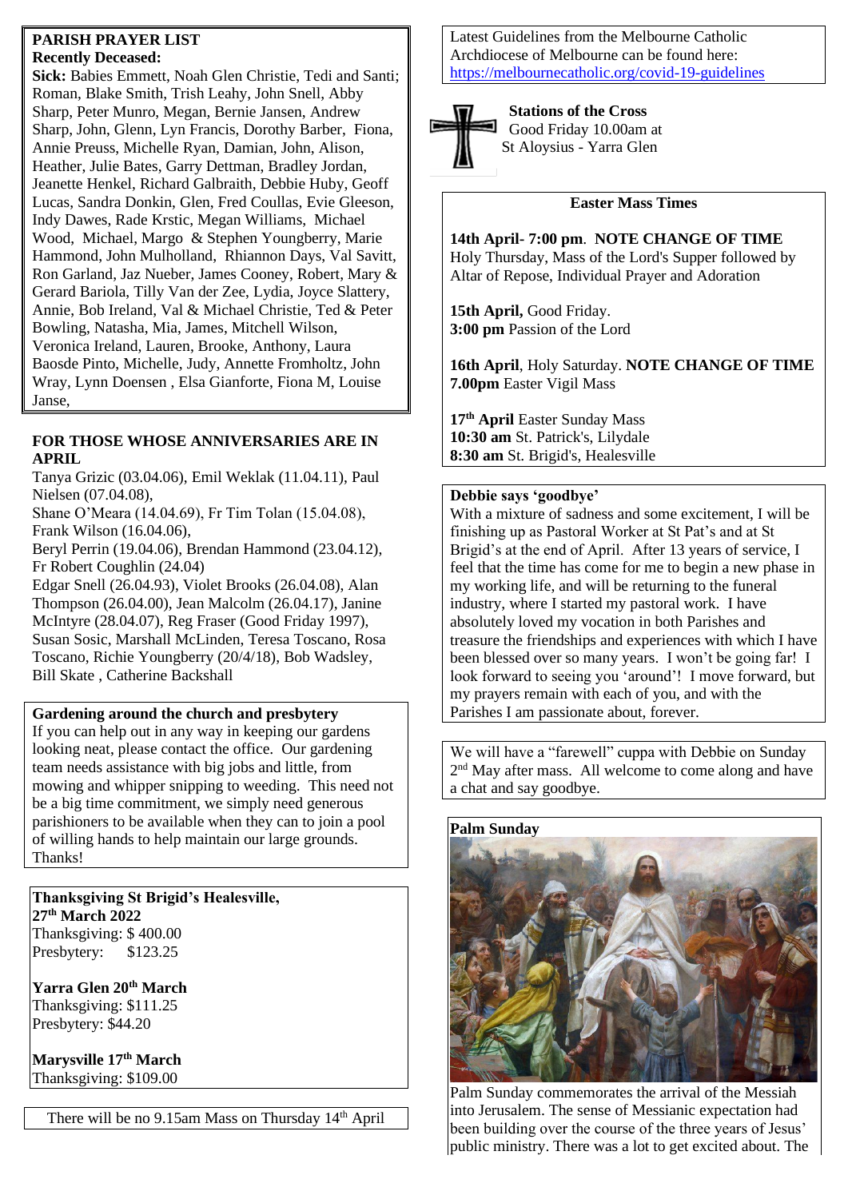## PARISH PRAYER LIST

**Recently Deceased:**

**Sick:** Babies Emmett, Noah Glen Christie, Tedi and Santi; Roman, Blake Smith, Trish Leahy, John Snell, Abby Sharp, Peter Munro, Megan, Bernie Jansen, Andrew Sharp, John, Glenn, Lyn Francis, Dorothy Barber, Fiona, Annie Preuss, Michelle Ryan, Damian, John, Alison, Heather, Julie Bates, Garry Dettman, Bradley Jordan, Jeanette Henkel, Richard Galbraith, Debbie Huby, Geoff Lucas, Sandra Donkin, Glen, Fred Coullas, Evie Gleeson, Indy Dawes, Rade Krstic, Megan Williams, Michael Wood, Michael, Margo & Stephen Youngberry, Marie Hammond, John Mulholland, Rhiannon Days, Val Savitt, Ron Garland, Jaz Nueber, James Cooney, Robert, Mary & Gerard Bariola, Tilly Van der Zee, Lydia, Joyce Slattery, Annie, Bob Ireland, Val & Michael Christie, Ted & Peter Bowling, Natasha, Mia, James, Mitchell Wilson, Veronica Ireland, Lauren, Brooke, Anthony, Laura Baosde Pinto, Michelle, Judy, Annette Fromholtz, John Wray, Lynn Doensen , Elsa Gianforte, Fiona M, Louise Janse,

## FOR THOSE WHOSE ANNIVERSARIES ARE IN APRIL

Tanya Grizic (03.04.06), Emil Weklak (11.04.11), Paul Nielsen (07.04.08),
Shane O'Meara (14.04.69), Fr Tim Tolan (15.04.08), Frank Wilson (16.04.06),
Beryl Perrin (19.04.06), Brendan Hammond (23.04.12), Fr Robert Coughlin (24.04)
Edgar Snell (26.04.93), Violet Brooks (26.04.08), Alan Thompson (26.04.00), Jean Malcolm (26.04.17), Janine McIntyre (28.04.07), Reg Fraser (Good Friday 1997), Susan Sosic, Marshall McLinden, Teresa Toscano, Rosa Toscano, Richie Youngberry (20/4/18), Bob Wadsley, Bill Skate , Catherine Backshall

### Gardening around the church and presbytery

If you can help out in any way in keeping our gardens looking neat, please contact the office. Our gardening team needs assistance with big jobs and little, from mowing and whipper snipping to weeding. This need not be a big time commitment, we simply need generous parishioners to be available when they can to join a pool of willing hands to help maintain our large grounds. Thanks!

**Thanksgiving St Brigid's Healesville, 27th March 2022**
Thanksgiving: $ 400.00
Presbytery: $123.25

**Yarra Glen 20th March**
Thanksgiving: $111.25
Presbytery: $44.20

**Marysville 17th March**
Thanksgiving: $109.00

There will be no 9.15am Mass on Thursday 14th April

Latest Guidelines from the Melbourne Catholic Archdiocese of Melbourne can be found here: https://melbournecatholic.org/covid-19-guidelines

**Stations of the Cross**
Good Friday 10.00am at St Aloysius - Yarra Glen

### Easter Mass Times

**14th April- 7:00 pm**. **NOTE CHANGE OF TIME**
Holy Thursday, Mass of the Lord's Supper followed by Altar of Repose, Individual Prayer and Adoration

**15th April,** Good Friday.
**3:00 pm** Passion of the Lord

**16th April**, Holy Saturday. **NOTE CHANGE OF TIME**
**7.00pm** Easter Vigil Mass

**17th April** Easter Sunday Mass
**10:30 am** St. Patrick's, Lilydale
**8:30 am** St. Brigid's, Healesville

### Debbie says 'goodbye'

With a mixture of sadness and some excitement, I will be finishing up as Pastoral Worker at St Pat's and at St Brigid's at the end of April. After 13 years of service, I feel that the time has come for me to begin a new phase in my working life, and will be returning to the funeral industry, where I started my pastoral work. I have absolutely loved my vocation in both Parishes and treasure the friendships and experiences with which I have been blessed over so many years. I won't be going far! I look forward to seeing you 'around'! I move forward, but my prayers remain with each of you, and with the Parishes I am passionate about, forever.

We will have a "farewell" cuppa with Debbie on Sunday 2nd May after mass. All welcome to come along and have a chat and say goodbye.

### Palm Sunday

Palm Sunday commemorates the arrival of the Messiah into Jerusalem. The sense of Messianic expectation had been building over the course of the three years of Jesus' public ministry. There was a lot to get excited about. The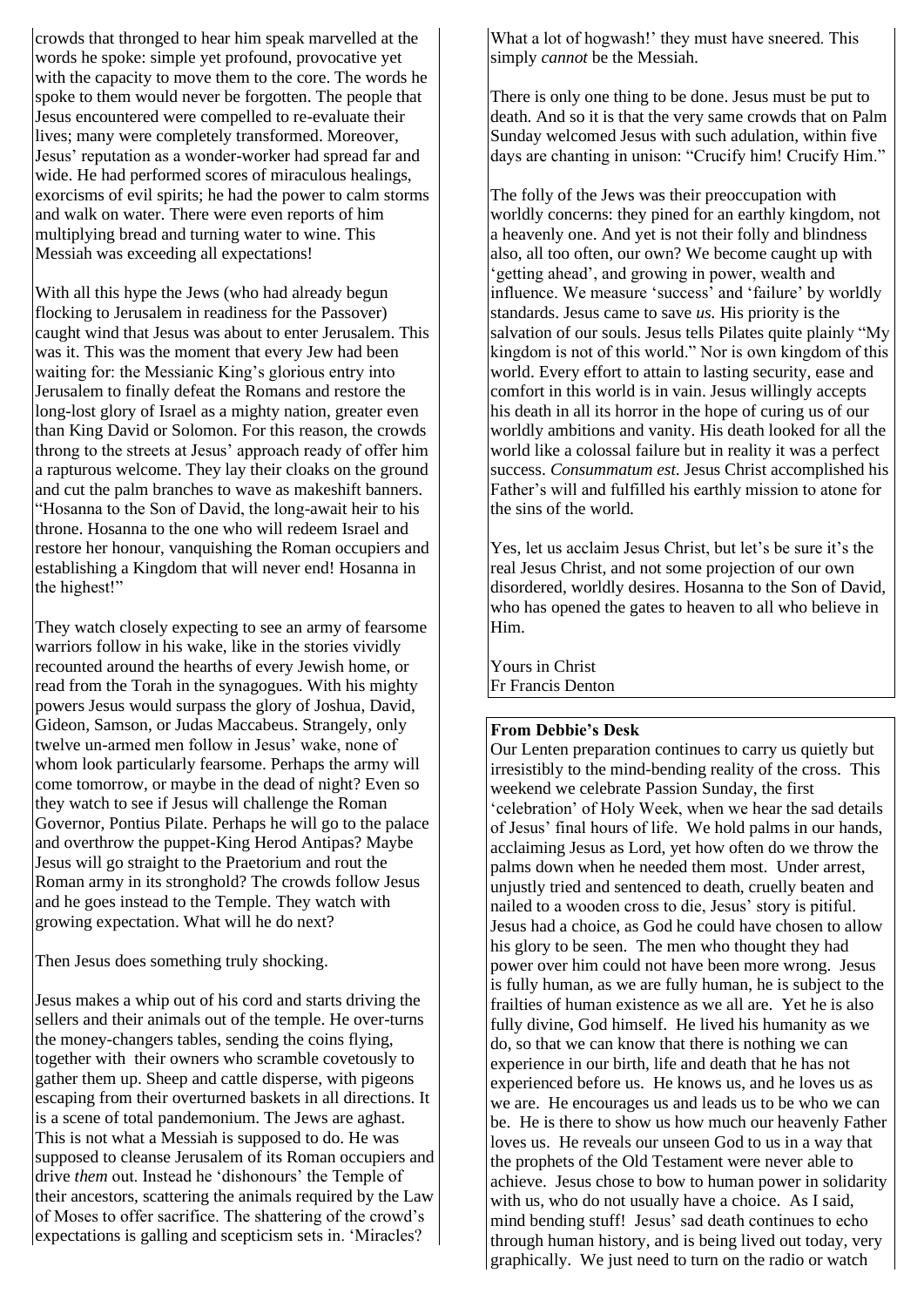crowds that thronged to hear him speak marvelled at the words he spoke: simple yet profound, provocative yet with the capacity to move them to the core. The words he spoke to them would never be forgotten. The people that Jesus encountered were compelled to re-evaluate their lives; many were completely transformed. Moreover, Jesus' reputation as a wonder-worker had spread far and wide. He had performed scores of miraculous healings, exorcisms of evil spirits; he had the power to calm storms and walk on water. There were even reports of him multiplying bread and turning water to wine. This Messiah was exceeding all expectations!

With all this hype the Jews (who had already begun flocking to Jerusalem in readiness for the Passover) caught wind that Jesus was about to enter Jerusalem. This was it. This was the moment that every Jew had been waiting for: the Messianic King's glorious entry into Jerusalem to finally defeat the Romans and restore the long-lost glory of Israel as a mighty nation, greater even than King David or Solomon. For this reason, the crowds throng to the streets at Jesus' approach ready of offer him a rapturous welcome. They lay their cloaks on the ground and cut the palm branches to wave as makeshift banners. "Hosanna to the Son of David, the long-await heir to his throne. Hosanna to the one who will redeem Israel and restore her honour, vanquishing the Roman occupiers and establishing a Kingdom that will never end! Hosanna in the highest!"

They watch closely expecting to see an army of fearsome warriors follow in his wake, like in the stories vividly recounted around the hearths of every Jewish home, or read from the Torah in the synagogues. With his mighty powers Jesus would surpass the glory of Joshua, David, Gideon, Samson, or Judas Maccabeus. Strangely, only twelve un-armed men follow in Jesus' wake, none of whom look particularly fearsome. Perhaps the army will come tomorrow, or maybe in the dead of night? Even so they watch to see if Jesus will challenge the Roman Governor, Pontius Pilate. Perhaps he will go to the palace and overthrow the puppet-King Herod Antipas? Maybe Jesus will go straight to the Praetorium and rout the Roman army in its stronghold? The crowds follow Jesus and he goes instead to the Temple. They watch with growing expectation. What will he do next?

Then Jesus does something truly shocking.

Jesus makes a whip out of his cord and starts driving the sellers and their animals out of the temple. He over-turns the money-changers tables, sending the coins flying, together with their owners who scramble covetously to gather them up. Sheep and cattle disperse, with pigeons escaping from their overturned baskets in all directions. It is a scene of total pandemonium. The Jews are aghast. This is not what a Messiah is supposed to do. He was supposed to cleanse Jerusalem of its Roman occupiers and drive *them* out. Instead he 'dishonours' the Temple of their ancestors, scattering the animals required by the Law of Moses to offer sacrifice. The shattering of the crowd's expectations is galling and scepticism sets in. 'Miracles? What a lot of hogwash!' they must have sneered. This simply *cannot* be the Messiah.

There is only one thing to be done. Jesus must be put to death. And so it is that the very same crowds that on Palm Sunday welcomed Jesus with such adulation, within five days are chanting in unison: "Crucify him! Crucify Him."

The folly of the Jews was their preoccupation with worldly concerns: they pined for an earthly kingdom, not a heavenly one. And yet is not their folly and blindness also, all too often, our own? We become caught up with 'getting ahead', and growing in power, wealth and influence. We measure 'success' and 'failure' by worldly standards. Jesus came to save *us.* His priority is the salvation of our souls. Jesus tells Pilates quite plainly "My kingdom is not of this world." Nor is own kingdom of this world. Every effort to attain to lasting security, ease and comfort in this world is in vain. Jesus willingly accepts his death in all its horror in the hope of curing us of our worldly ambitions and vanity. His death looked for all the world like a colossal failure but in reality it was a perfect success. *Consummatum est.* Jesus Christ accomplished his Father's will and fulfilled his earthly mission to atone for the sins of the world.

Yes, let us acclaim Jesus Christ, but let's be sure it's the real Jesus Christ, and not some projection of our own disordered, worldly desires. Hosanna to the Son of David, who has opened the gates to heaven to all who believe in Him.

Yours in Christ
Fr Francis Denton

**From Debbie's Desk**

Our Lenten preparation continues to carry us quietly but irresistibly to the mind-bending reality of the cross. This weekend we celebrate Passion Sunday, the first 'celebration' of Holy Week, when we hear the sad details of Jesus' final hours of life. We hold palms in our hands, acclaiming Jesus as Lord, yet how often do we throw the palms down when he needed them most. Under arrest, unjustly tried and sentenced to death, cruelly beaten and nailed to a wooden cross to die, Jesus' story is pitiful. Jesus had a choice, as God he could have chosen to allow his glory to be seen. The men who thought they had power over him could not have been more wrong. Jesus is fully human, as we are fully human, he is subject to the frailties of human existence as we all are. Yet he is also fully divine, God himself. He lived his humanity as we do, so that we can know that there is nothing we can experience in our birth, life and death that he has not experienced before us. He knows us, and he loves us as we are. He encourages us and leads us to be who we can be. He is there to show us how much our heavenly Father loves us. He reveals our unseen God to us in a way that the prophets of the Old Testament were never able to achieve. Jesus chose to bow to human power in solidarity with us, who do not usually have a choice. As I said, mind bending stuff! Jesus' sad death continues to echo through human history, and is being lived out today, very graphically. We just need to turn on the radio or watch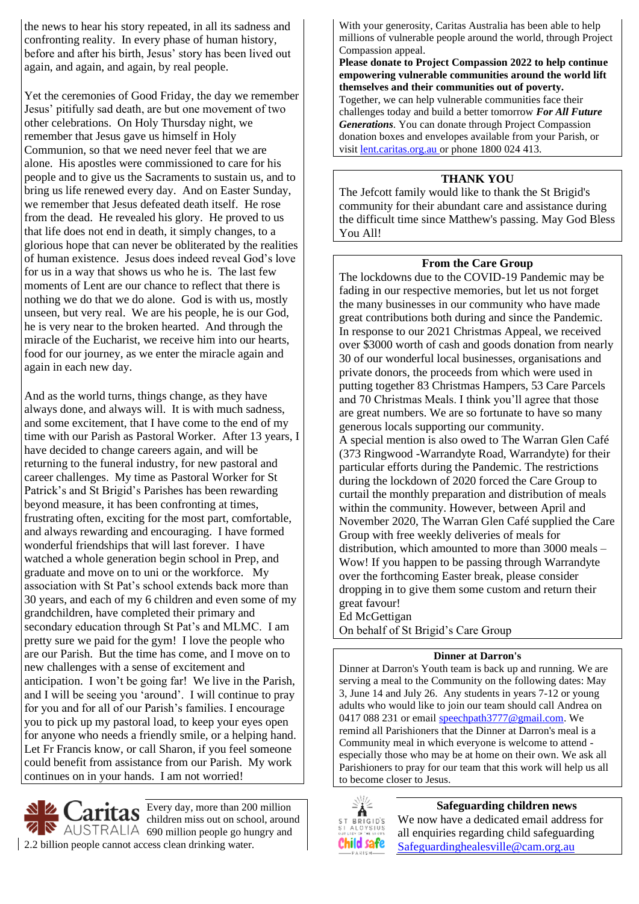the news to hear his story repeated, in all its sadness and confronting reality. In every phase of human history, before and after his birth, Jesus' story has been lived out again, and again, and again, by real people.

Yet the ceremonies of Good Friday, the day we remember Jesus' pitifully sad death, are but one movement of two other celebrations. On Holy Thursday night, we remember that Jesus gave us himself in Holy Communion, so that we need never feel that we are alone. His apostles were commissioned to care for his people and to give us the Sacraments to sustain us, and to bring us life renewed every day. And on Easter Sunday, we remember that Jesus defeated death itself. He rose from the dead. He revealed his glory. He proved to us that life does not end in death, it simply changes, to a glorious hope that can never be obliterated by the realities of human existence. Jesus does indeed reveal God's love for us in a way that shows us who he is. The last few moments of Lent are our chance to reflect that there is nothing we do that we do alone. God is with us, mostly unseen, but very real. We are his people, he is our God, he is very near to the broken hearted. And through the miracle of the Eucharist, we receive him into our hearts, food for our journey, as we enter the miracle again and again in each new day.

And as the world turns, things change, as they have always done, and always will. It is with much sadness, and some excitement, that I have come to the end of my time with our Parish as Pastoral Worker. After 13 years, I have decided to change careers again, and will be returning to the funeral industry, for new pastoral and career challenges. My time as Pastoral Worker for St Patrick's and St Brigid's Parishes has been rewarding beyond measure, it has been confronting at times, frustrating often, exciting for the most part, comfortable, and always rewarding and encouraging. I have formed wonderful friendships that will last forever. I have watched a whole generation begin school in Prep, and graduate and move on to uni or the workforce. My association with St Pat's school extends back more than 30 years, and each of my 6 children and even some of my grandchildren, have completed their primary and secondary education through St Pat's and MLMC. I am pretty sure we paid for the gym! I love the people who are our Parish. But the time has come, and I move on to new challenges with a sense of excitement and anticipation. I won't be going far! We live in the Parish, and I will be seeing you 'around'. I will continue to pray for you and for all of our Parish's families. I encourage you to pick up my pastoral load, to keep your eyes open for anyone who needs a friendly smile, or a helping hand. Let Fr Francis know, or call Sharon, if you feel someone could benefit from assistance from our Parish. My work continues on in your hands. I am not worried!

Caritas AUSTRALIA

Every day, more than 200 million children miss out on school, around 690 million people go hungry and 2.2 billion people cannot access clean drinking water.

With your generosity, Caritas Australia has been able to help millions of vulnerable people around the world, through Project Compassion appeal.

**Please donate to Project Compassion 2022 to help continue empowering vulnerable communities around the world lift themselves and their communities out of poverty.**

Together, we can help vulnerable communities face their challenges today and build a better tomorrow ***For All Future Generations***. You can donate through Project Compassion donation boxes and envelopes available from your Parish, or visit lent.caritas.org.au or phone 1800 024 413.

## THANK YOU

The Jefcott family would like to thank the St Brigid's community for their abundant care and assistance during the difficult time since Matthew's passing. May God Bless You All!

## From the Care Group

The lockdowns due to the COVID-19 Pandemic may be fading in our respective memories, but let us not forget the many businesses in our community who have made great contributions both during and since the Pandemic. In response to our 2021 Christmas Appeal, we received over $3000 worth of cash and goods donation from nearly 30 of our wonderful local businesses, organisations and private donors, the proceeds from which were used in putting together 83 Christmas Hampers, 53 Care Parcels and 70 Christmas Meals. I think you'll agree that those are great numbers. We are so fortunate to have so many generous locals supporting our community.

A special mention is also owed to The Warran Glen Café (373 Ringwood -Warrandyte Road, Warrandyte) for their particular efforts during the Pandemic. The restrictions during the lockdown of 2020 forced the Care Group to curtail the monthly preparation and distribution of meals within the community. However, between April and November 2020, The Warran Glen Café supplied the Care Group with free weekly deliveries of meals for distribution, which amounted to more than 3000 meals – Wow! If you happen to be passing through Warrandyte over the forthcoming Easter break, please consider dropping in to give them some custom and return their great favour!

Ed McGettigan

On behalf of St Brigid's Care Group

## Dinner at Darron's

Dinner at Darron's Youth team is back up and running. We are serving a meal to the Community on the following dates: May 3, June 14 and July 26. Any students in years 7-12 or young adults who would like to join our team should call Andrea on 0417 088 231 or email speechpath3777@gmail.com. We remind all Parishioners that the Dinner at Darron's meal is a Community meal in which everyone is welcome to attend - especially those who may be at home on their own. We ask all Parishioners to pray for our team that this work will help us all to become closer to Jesus.

ST BRIGID'S ST ALOYSIUS Child safe PARISH

## Safeguarding children news

We now have a dedicated email address for all enquiries regarding child safeguarding Safeguardinghealesville@cam.org.au